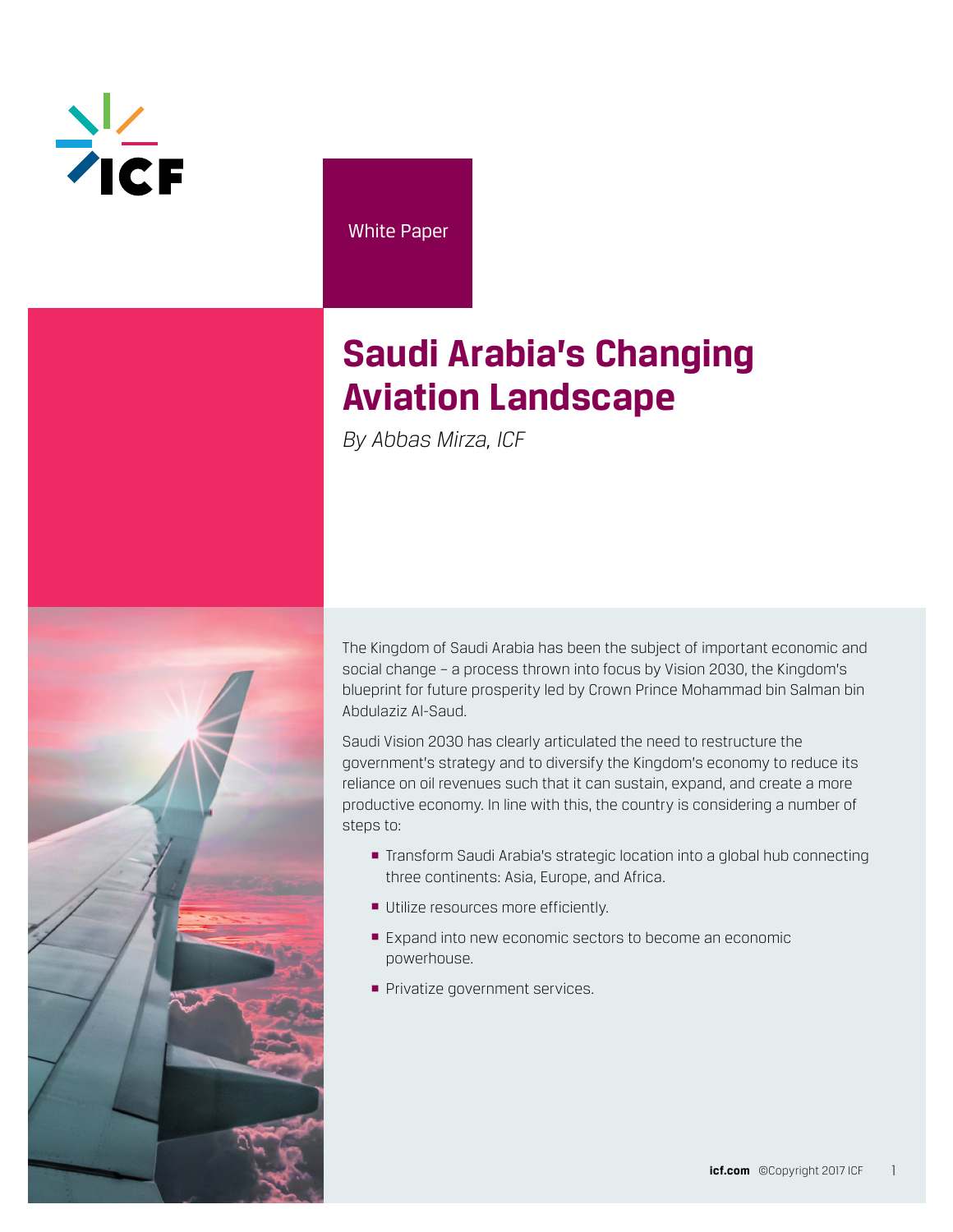White Paper

# Saudi Arabia's Changing Aviation Landscape

*By Abbas Mirza, ICF*

The Kingdom of Saudi Arabia has been the subject of important economic and social change – a process thrown into focus by Vision 2030, the Kingdom's blueprint for future prosperity led by Crown Prince Mohammad bin Salman bin Abdulaziz Al-Saud.

Saudi Vision 2030 has clearly articulated the need to restructure the government's strategy and to diversify the Kingdom's economy to reduce its reliance on oil revenues such that it can sustain, expand, and create a more productive economy. In line with this, the country is considering a number of steps to:

- Transform Saudi Arabia's strategic location into a global hub connecting three continents: Asia, Europe, and Africa.
- Utilize resources more efficiently.
- Expand into new economic sectors to become an economic powerhouse.
- Privatize government services.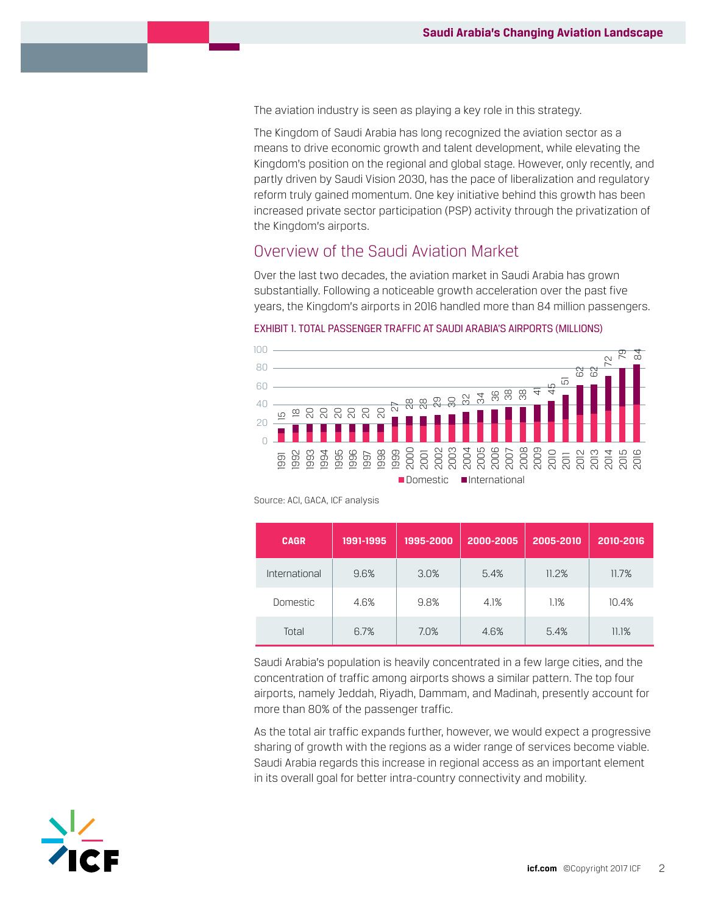The aviation industry is seen as playing a key role in this strategy.

The Kingdom of Saudi Arabia has long recognized the aviation sector as a means to drive economic growth and talent development, while elevating the Kingdom's position on the regional and global stage. However, only recently, and partly driven by Saudi Vision 2030, has the pace of liberalization and regulatory reform truly gained momentum. One key initiative behind this growth has been increased private sector participation (PSP) activity through the privatization of the Kingdom's airports.

## Overview of the Saudi Aviation Market

Over the last two decades, the aviation market in Saudi Arabia has grown substantially. Following a noticeable growth acceleration over the past five years, the Kingdom's airports in 2016 handled more than 84 million passengers.

EXHIBIT 1. TOTAL PASSENGER TRAFFIC AT SAUDI ARABIA'S AIRPORTS (MILLIONS)

| Year | 1991 | 1992 | 1993 | 1994 | 1995 | 1996 | 1997 | 1998 | 1999 | 2000 | 2001 | 2002 | 2003 | 2004 | 2005 | 2006 | 2007 | 2008 | 2009 | 2010 | 2011 | 2012 | 2013 | 2014 | 2015 | 2016 |
|---|---|---|---|---|---|---|---|---|---|---|---|---|---|---|---|---|---|---|---|---|---|---|---|---|---|---|
| Total | 15 | 18 | 20 | 20 | 20 | 20 | 20 | 20 | 27 | 28 | 28 | 29 | 30 | 32 | 34 | 36 | 38 | 38 | 41 | 45 | 51 | 62 | 62 | 72 | 79 | 84 |

Domestic / International

Source: ACI, GACA, ICF analysis

| CAGR | 1991-1995 | 1995-2000 | 2000-2005 | 2005-2010 | 2010-2016 |
|---|---|---|---|---|---|
| International | 9.6% | 3.0% | 5.4% | 11.2% | 11.7% |
| Domestic | 4.6% | 9.8% | 4.1% | 1.1% | 10.4% |
| Total | 6.7% | 7.0% | 4.6% | 5.4% | 11.1% |

Saudi Arabia's population is heavily concentrated in a few large cities, and the concentration of traffic among airports shows a similar pattern. The top four airports, namely Jeddah, Riyadh, Dammam, and Madinah, presently account for more than 80% of the passenger traffic.

As the total air traffic expands further, however, we would expect a progressive sharing of growth with the regions as a wider range of services become viable. Saudi Arabia regards this increase in regional access as an important element in its overall goal for better intra-country connectivity and mobility.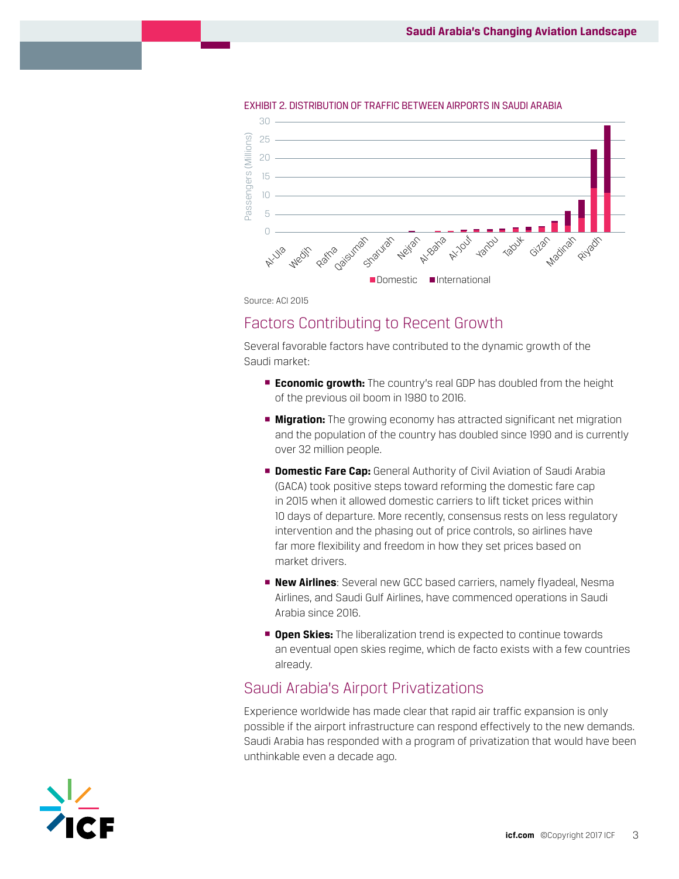EXHIBIT 2. DISTRIBUTION OF TRAFFIC BETWEEN AIRPORTS IN SAUDI ARABIA

Source: ACI 2015

## Factors Contributing to Recent Growth

Several favorable factors have contributed to the dynamic growth of the Saudi market:

- **Economic growth:** The country's real GDP has doubled from the height of the previous oil boom in 1980 to 2016.
- **Migration:** The growing economy has attracted significant net migration and the population of the country has doubled since 1990 and is currently over 32 million people.
- **Domestic Fare Cap:** General Authority of Civil Aviation of Saudi Arabia (GACA) took positive steps toward reforming the domestic fare cap in 2015 when it allowed domestic carriers to lift ticket prices within 10 days of departure. More recently, consensus rests on less regulatory intervention and the phasing out of price controls, so airlines have far more flexibility and freedom in how they set prices based on market drivers.
- **New Airlines**: Several new GCC based carriers, namely flyadeal, Nesma Airlines, and Saudi Gulf Airlines, have commenced operations in Saudi Arabia since 2016.
- **Open Skies:** The liberalization trend is expected to continue towards an eventual open skies regime, which de facto exists with a few countries already.

## Saudi Arabia's Airport Privatizations

Experience worldwide has made clear that rapid air traffic expansion is only possible if the airport infrastructure can respond effectively to the new demands. Saudi Arabia has responded with a program of privatization that would have been unthinkable even a decade ago.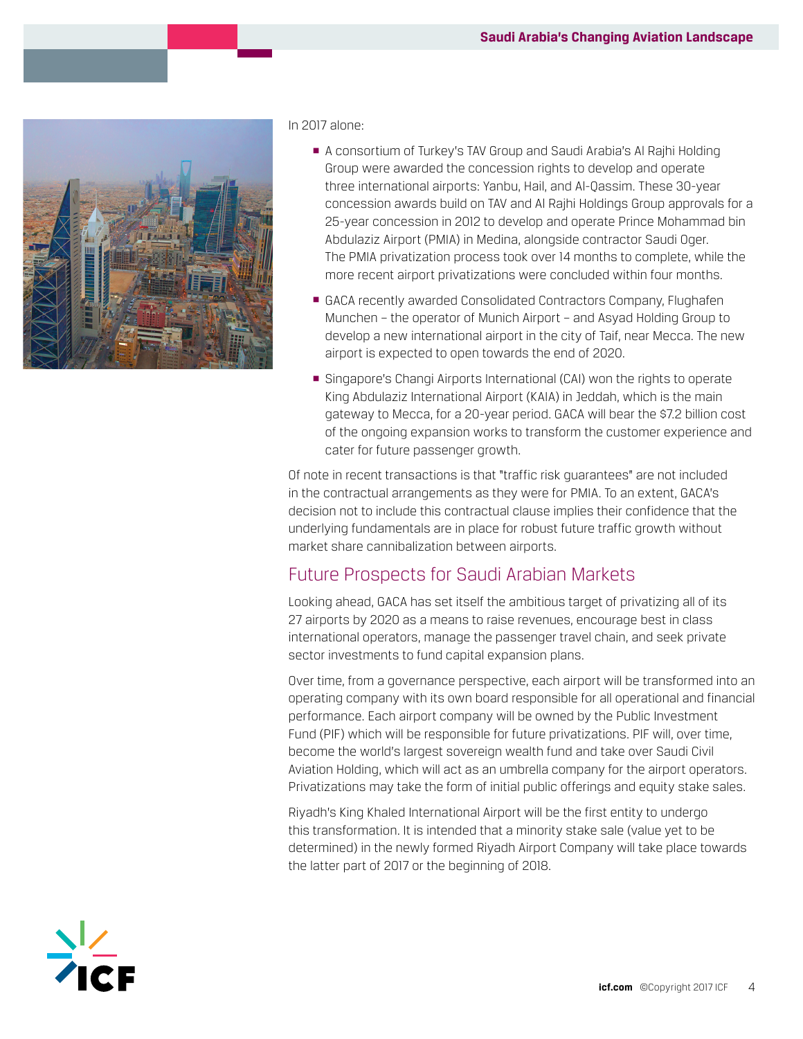In 2017 alone:

- A consortium of Turkey's TAV Group and Saudi Arabia's Al Rajhi Holding Group were awarded the concession rights to develop and operate three international airports: Yanbu, Hail, and Al-Qassim. These 30-year concession awards build on TAV and Al Rajhi Holdings Group approvals for a 25-year concession in 2012 to develop and operate Prince Mohammad bin Abdulaziz Airport (PMIA) in Medina, alongside contractor Saudi Oger. The PMIA privatization process took over 14 months to complete, while the more recent airport privatizations were concluded within four months.
- GACA recently awarded Consolidated Contractors Company, Flughafen Munchen – the operator of Munich Airport – and Asyad Holding Group to develop a new international airport in the city of Taif, near Mecca. The new airport is expected to open towards the end of 2020.
- Singapore's Changi Airports International (CAI) won the rights to operate King Abdulaziz International Airport (KAIA) in Jeddah, which is the main gateway to Mecca, for a 20-year period. GACA will bear the $7.2 billion cost of the ongoing expansion works to transform the customer experience and cater for future passenger growth.

Of note in recent transactions is that "traffic risk guarantees" are not included in the contractual arrangements as they were for PMIA. To an extent, GACA's decision not to include this contractual clause implies their confidence that the underlying fundamentals are in place for robust future traffic growth without market share cannibalization between airports.

## Future Prospects for Saudi Arabian Markets

Looking ahead, GACA has set itself the ambitious target of privatizing all of its 27 airports by 2020 as a means to raise revenues, encourage best in class international operators, manage the passenger travel chain, and seek private sector investments to fund capital expansion plans.

Over time, from a governance perspective, each airport will be transformed into an operating company with its own board responsible for all operational and financial performance. Each airport company will be owned by the Public Investment Fund (PIF) which will be responsible for future privatizations. PIF will, over time, become the world's largest sovereign wealth fund and take over Saudi Civil Aviation Holding, which will act as an umbrella company for the airport operators. Privatizations may take the form of initial public offerings and equity stake sales.

Riyadh's King Khaled International Airport will be the first entity to undergo this transformation. It is intended that a minority stake sale (value yet to be determined) in the newly formed Riyadh Airport Company will take place towards the latter part of 2017 or the beginning of 2018.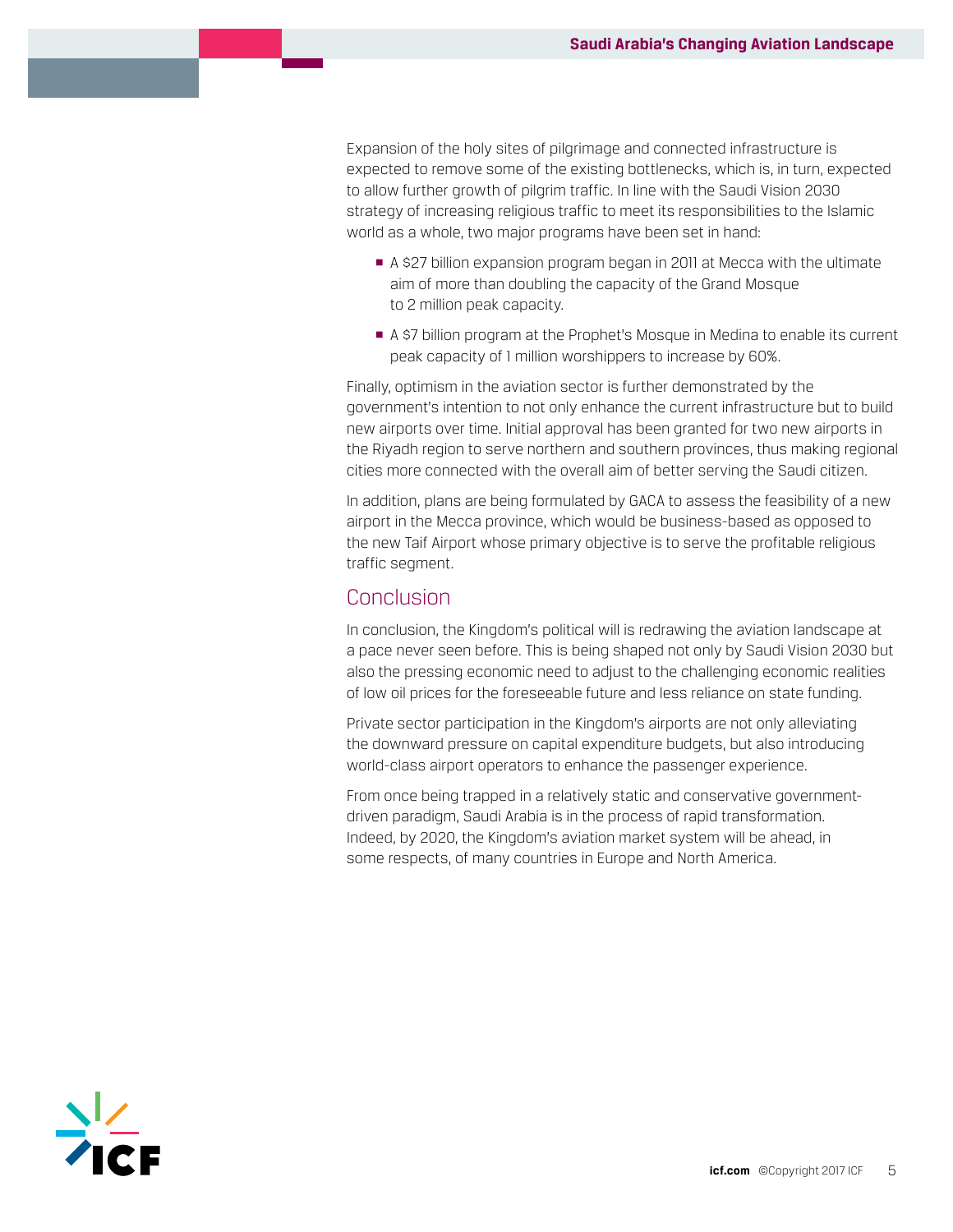Expansion of the holy sites of pilgrimage and connected infrastructure is expected to remove some of the existing bottlenecks, which is, in turn, expected to allow further growth of pilgrim traffic. In line with the Saudi Vision 2030 strategy of increasing religious traffic to meet its responsibilities to the Islamic world as a whole, two major programs have been set in hand:

- A $27 billion expansion program began in 2011 at Mecca with the ultimate aim of more than doubling the capacity of the Grand Mosque to 2 million peak capacity.
- A $7 billion program at the Prophet's Mosque in Medina to enable its current peak capacity of 1 million worshippers to increase by 60%.

Finally, optimism in the aviation sector is further demonstrated by the government's intention to not only enhance the current infrastructure but to build new airports over time. Initial approval has been granted for two new airports in the Riyadh region to serve northern and southern provinces, thus making regional cities more connected with the overall aim of better serving the Saudi citizen.

In addition, plans are being formulated by GACA to assess the feasibility of a new airport in the Mecca province, which would be business-based as opposed to the new Taif Airport whose primary objective is to serve the profitable religious traffic segment.

## Conclusion

In conclusion, the Kingdom's political will is redrawing the aviation landscape at a pace never seen before. This is being shaped not only by Saudi Vision 2030 but also the pressing economic need to adjust to the challenging economic realities of low oil prices for the foreseeable future and less reliance on state funding.

Private sector participation in the Kingdom's airports are not only alleviating the downward pressure on capital expenditure budgets, but also introducing world-class airport operators to enhance the passenger experience.

From once being trapped in a relatively static and conservative government-driven paradigm, Saudi Arabia is in the process of rapid transformation. Indeed, by 2020, the Kingdom's aviation market system will be ahead, in some respects, of many countries in Europe and North America.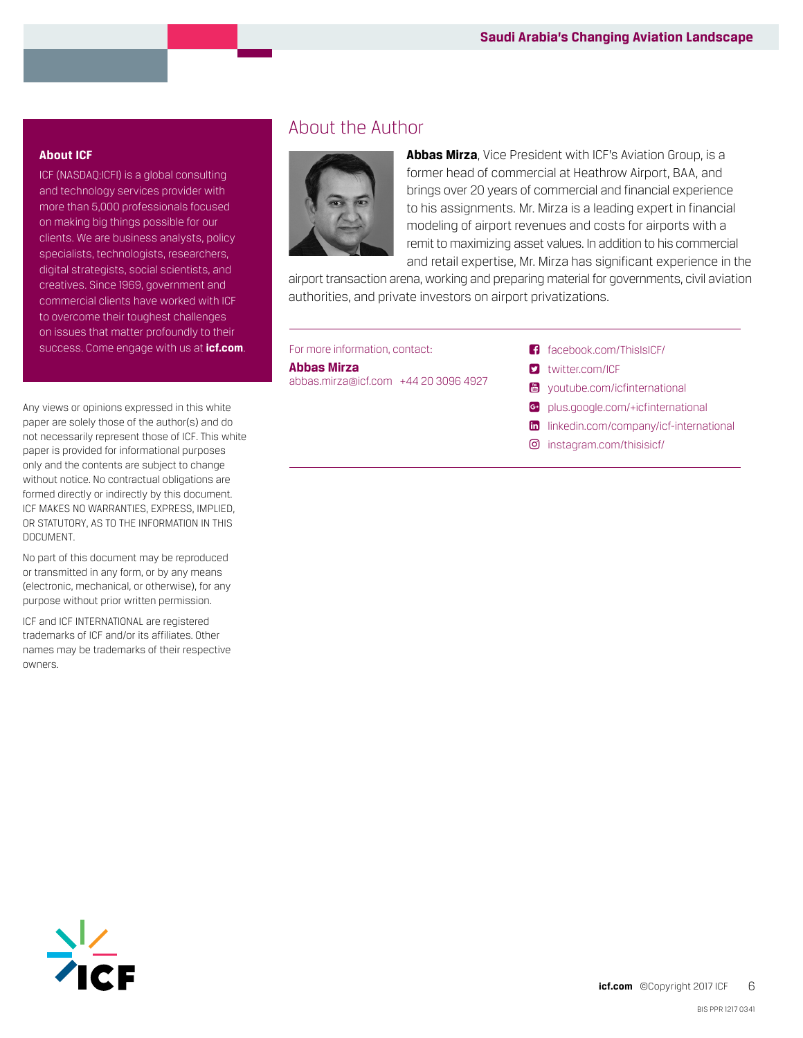## About ICF

ICF (NASDAQ:ICFI) is a global consulting and technology services provider with more than 5,000 professionals focused on making big things possible for our clients. We are business analysts, policy specialists, technologists, researchers, digital strategists, social scientists, and creatives. Since 1969, government and commercial clients have worked with ICF to overcome their toughest challenges on issues that matter profoundly to their success. Come engage with us at **icf.com**.

Any views or opinions expressed in this white paper are solely those of the author(s) and do not necessarily represent those of ICF. This white paper is provided for informational purposes only and the contents are subject to change without notice. No contractual obligations are formed directly or indirectly by this document. ICF MAKES NO WARRANTIES, EXPRESS, IMPLIED, OR STATUTORY, AS TO THE INFORMATION IN THIS DOCUMENT.

No part of this document may be reproduced or transmitted in any form, or by any means (electronic, mechanical, or otherwise), for any purpose without prior written permission.

ICF and ICF INTERNATIONAL are registered trademarks of ICF and/or its affiliates. Other names may be trademarks of their respective owners.

## About the Author

**Abbas Mirza**, Vice President with ICF's Aviation Group, is a former head of commercial at Heathrow Airport, BAA, and brings over 20 years of commercial and financial experience to his assignments. Mr. Mirza is a leading expert in financial modeling of airport revenues and costs for airports with a remit to maximizing asset values. In addition to his commercial and retail expertise, Mr. Mirza has significant experience in the airport transaction arena, working and preparing material for governments, civil aviation authorities, and private investors on airport privatizations.

For more information, contact:

**Abbas Mirza**
abbas.mirza@icf.com +44 20 3096 4927

- facebook.com/ThisIsICF/
- twitter.com/ICF
- youtube.com/icfinternational
- plus.google.com/+icfinternational
- linkedin.com/company/icf-international
- instagram.com/thisisicf/

**icf.com** ©Copyright 2017 ICF

BIS PPR 1217 0341